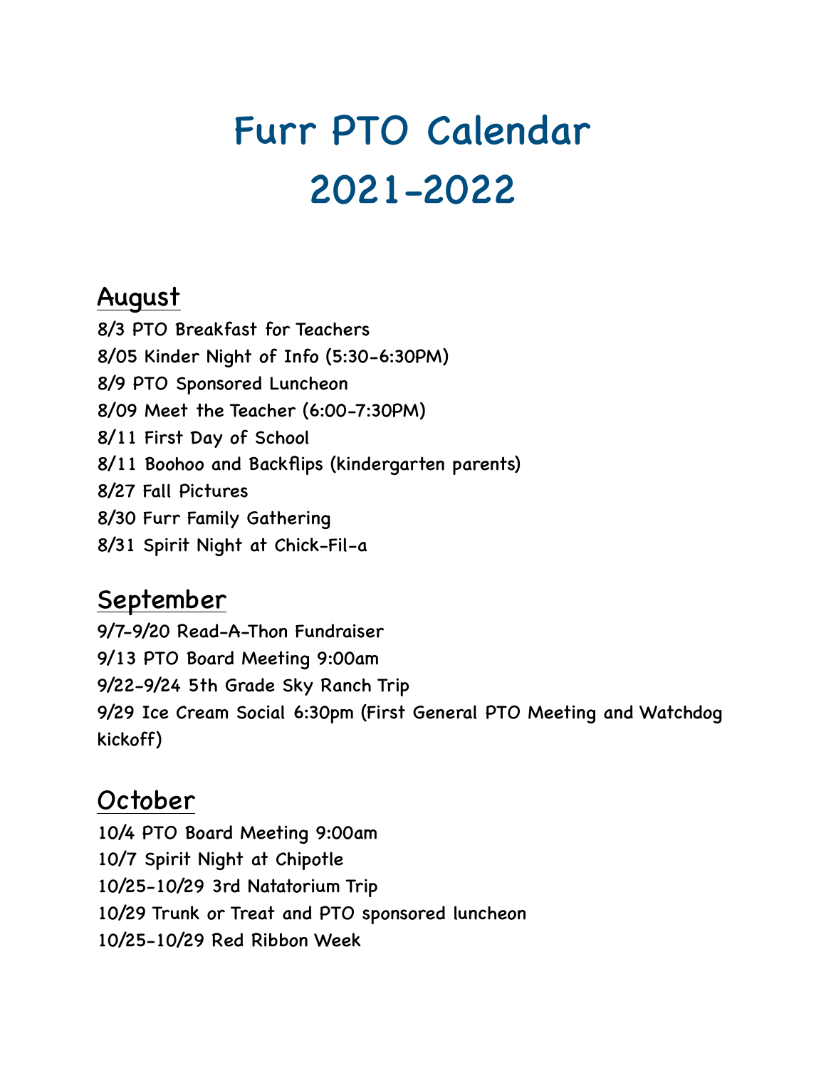# Furr PTO Calendar 2021-2022

## August

8/3 PTO Breakfast for Teachers
8/05 Kinder Night of Info (5:30-6:30PM)
8/9 PTO Sponsored Luncheon
8/09 Meet the Teacher (6:00-7:30PM)
8/11 First Day of School
8/11 Boohoo and Backflips (kindergarten parents)
8/27 Fall Pictures
8/30 Furr Family Gathering
8/31 Spirit Night at Chick-Fil-a

## September

9/7-9/20 Read-A-Thon Fundraiser
9/13 PTO Board Meeting 9:00am
9/22-9/24 5th Grade Sky Ranch Trip
9/29 Ice Cream Social 6:30pm (First General PTO Meeting and Watchdog kickoff)

## October

10/4 PTO Board Meeting 9:00am
10/7 Spirit Night at Chipotle
10/25-10/29 3rd Natatorium Trip
10/29 Trunk or Treat and PTO sponsored luncheon
10/25-10/29 Red Ribbon Week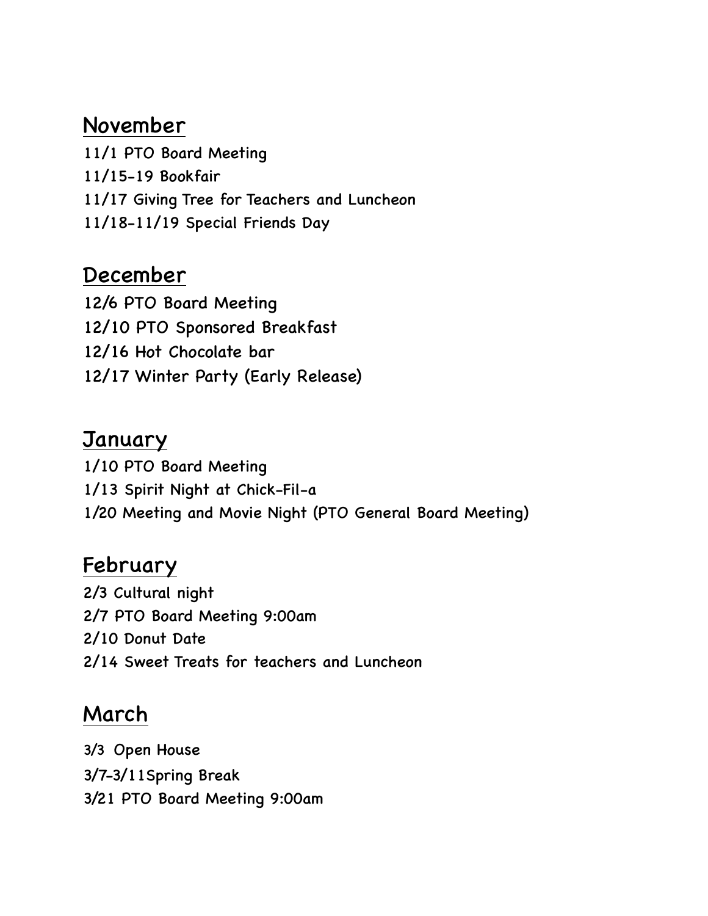## November

11/1 PTO Board Meeting
11/15-19 Bookfair
11/17 Giving Tree for Teachers and Luncheon
11/18-11/19 Special Friends Day

## December

12/6 PTO Board Meeting
12/10 PTO Sponsored Breakfast
12/16 Hot Chocolate bar
12/17 Winter Party (Early Release)

## January

1/10 PTO Board Meeting
1/13 Spirit Night at Chick-Fil-a
1/20 Meeting and Movie Night (PTO General Board Meeting)

## February

2/3 Cultural night
2/7 PTO Board Meeting 9:00am
2/10 Donut Date
2/14 Sweet Treats for teachers and Luncheon

## March

3/3 Open House
3/7-3/11Spring Break
3/21 PTO Board Meeting 9:00am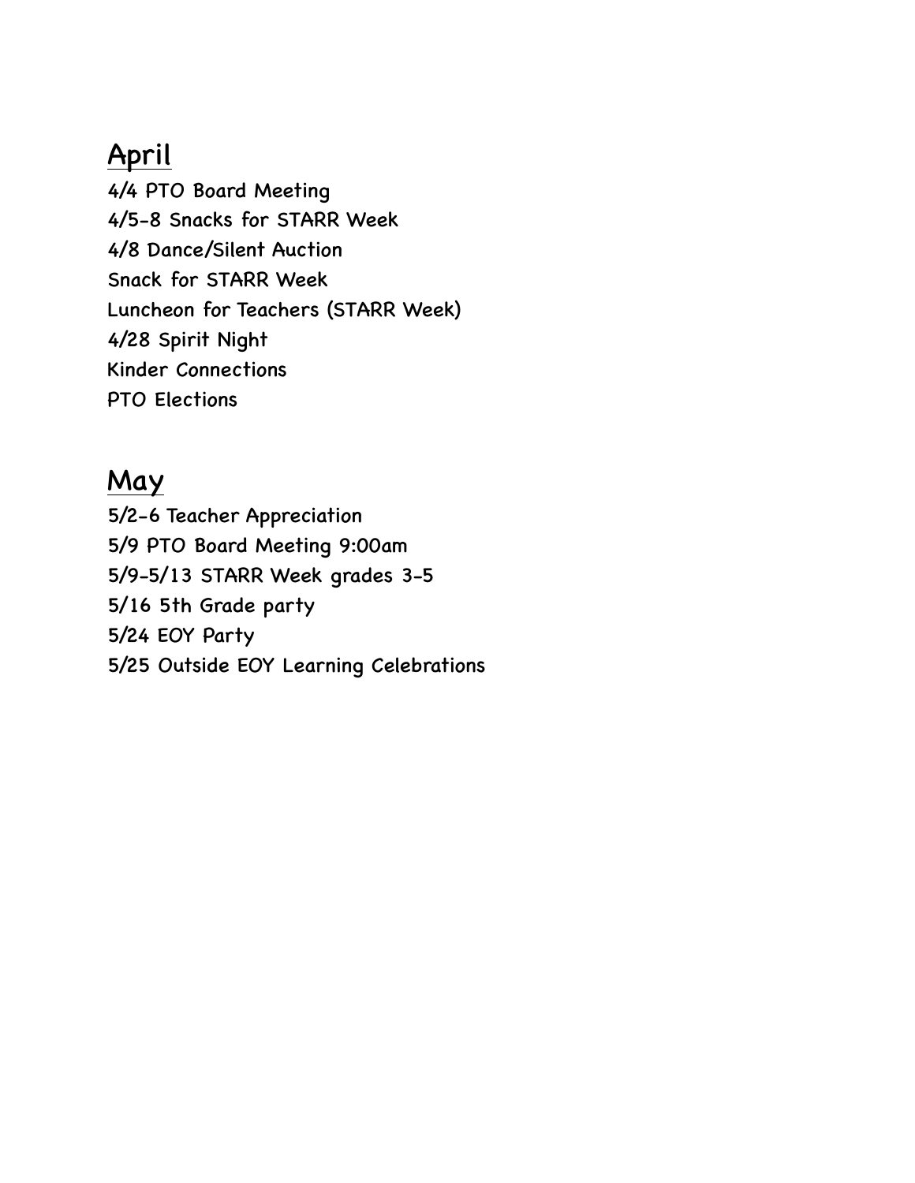## April

4/4 PTO Board Meeting
4/5-8 Snacks for STARR Week
4/8 Dance/Silent Auction
Snack for STARR Week
Luncheon for Teachers (STARR Week)
4/28 Spirit Night
Kinder Connections
PTO Elections

## May

5/2-6 Teacher Appreciation
5/9 PTO Board Meeting 9:00am
5/9-5/13 STARR Week grades 3-5
5/16 5th Grade party
5/24 EOY Party
5/25 Outside EOY Learning Celebrations